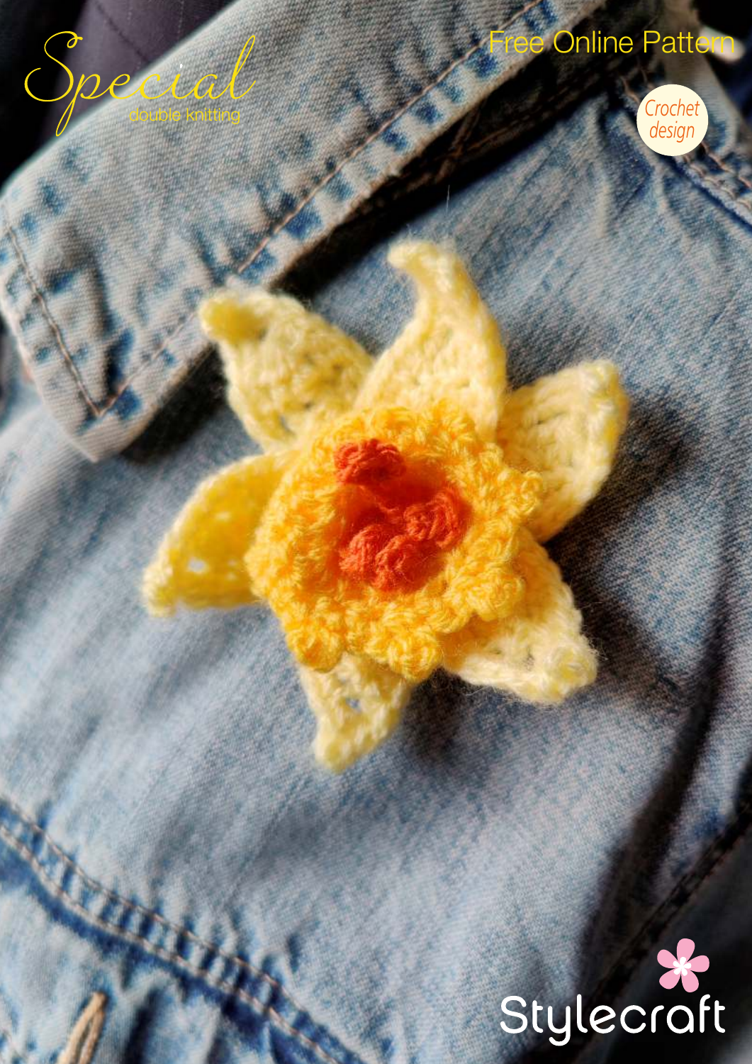# Special

double knitting

Free Online Pattern

*Crochet design*

Stylecraft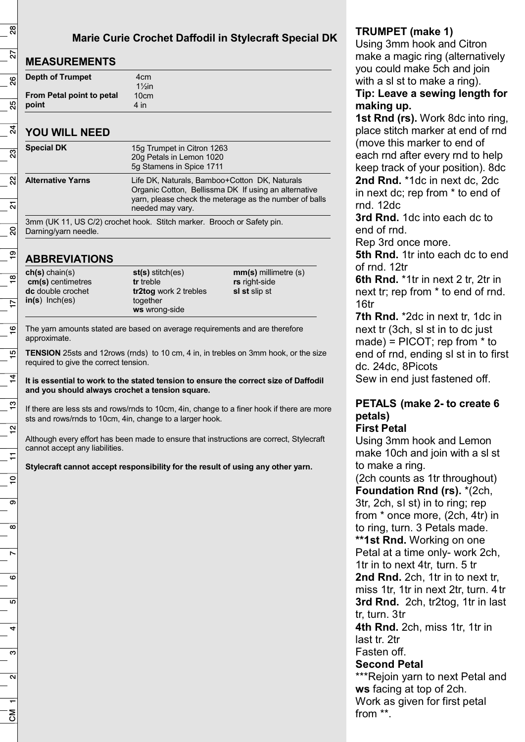## Marie Curie Crochet Daffodil in Stylecraft Special DK

### MEASUREMENTS

| | |
|---|---|
| **Depth of Trumpet** | 4cm 1½in |
| **From Petal point to petal point** | 10cm 4 in |

### YOU WILL NEED

| | |
|---|---|
| **Special DK** | 15g Trumpet in Citron 1263<br>20g Petals in Lemon 1020<br>5g Stamens in Spice 1711 |
| **Alternative Yarns** | Life DK, Naturals, Bamboo+Cotton DK, Naturals Organic Cotton, Bellissma DK If using an alternative yarn, please check the meterage as the number of balls needed may vary. |

3mm (UK 11, US C/2) crochet hook. Stitch marker. Brooch or Safety pin. Darning/yarn needle.

### ABBREVIATIONS

| | | |
|---|---|---|
| **ch(s)** chain(s) | **st(s)** stitch(es) | **mm(s)** millimetre (s) |
| **cm(s)** centimetres | **tr** treble | **rs** right-side |
| **dc** double crochet | **tr2tog** work 2 trebles together | **sl st** slip st |
| **in(s)** Inch(es) | **ws** wrong-side | |

The yarn amounts stated are based on average requirements and are therefore approximate.

**TENSION** 25sts and 12rows (rnds) to 10 cm, 4 in, in trebles on 3mm hook, or the size required to give the correct tension.

**It is essential to work to the stated tension to ensure the correct size of Daffodil and you should always crochet a tension square.**

If there are less sts and rows/rnds to 10cm, 4in, change to a finer hook if there are more sts and rows/rnds to 10cm, 4in, change to a larger hook.

Although every effort has been made to ensure that instructions are correct, Stylecraft cannot accept any liabilities.

**Stylecraft cannot accept responsibility for the result of using any other yarn.**

### TRUMPET (make 1)

Using 3mm hook and Citron make a magic ring (alternatively you could make 5ch and join with a sl st to make a ring).

**Tip: Leave a sewing length for making up.**

**1st Rnd (rs).** Work 8dc into ring, place stitch marker at end of rnd (move this marker to end of each rnd after every rnd to help keep track of your position). 8dc

**2nd Rnd.** *1dc in next dc, 2dc in next dc; rep from * to end of rnd. 12dc

**3rd Rnd.** 1dc into each dc to end of rnd.

Rep 3rd once more.

**5th Rnd.** 1tr into each dc to end of rnd. 12tr

**6th Rnd.** *1tr in next 2 tr, 2tr in next tr; rep from * to end of rnd. 16tr

**7th Rnd.** *2dc in next tr, 1dc in next tr (3ch, sl st in to dc just made) = PICOT; rep from * to end of rnd, ending sl st in to first dc. 24dc, 8Picots

Sew in end just fastened off.

### PETALS (make 2- to create 6 petals)

**First Petal**

Using 3mm hook and Lemon make 10ch and join with a sl st to make a ring.

(2ch counts as 1tr throughout)

**Foundation Rnd (rs).** *(2ch, 3tr, 2ch, sl st) in to ring; rep from * once more, (2ch, 4tr) in to ring, turn. 3 Petals made.

****1st Rnd.** Working on one Petal at a time only- work 2ch, 1tr in to next 4tr, turn. 5 tr

**2nd Rnd.** 2ch, 1tr in to next tr, miss 1tr, 1tr in next 2tr, turn. 4 tr

**3rd Rnd.** 2ch, tr2tog, 1tr in last tr, turn. 3tr

**4th Rnd.** 2ch, miss 1tr, 1tr in last tr. 2tr

Fasten off.

**Second Petal**

***Rejoin yarn to next Petal and **ws** facing at top of 2ch.

Work as given for first petal from **.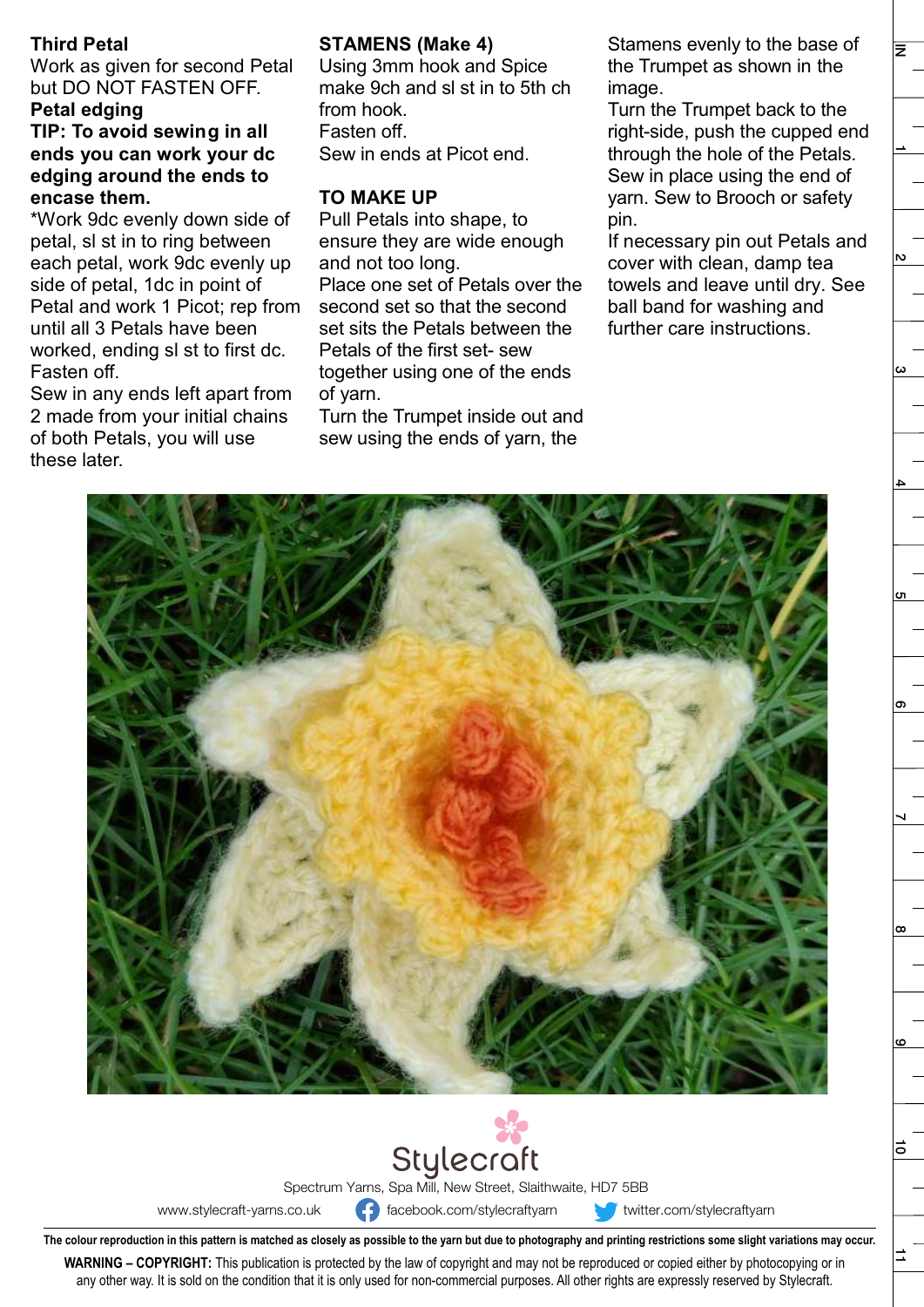**Third Petal**

Work as given for second Petal but DO NOT FASTEN OFF.

**Petal edging**

**TIP: To avoid sewing in all ends you can work your dc edging around the ends to encase them.**

*Work 9dc evenly down side of petal, sl st in to ring between each petal, work 9dc evenly up side of petal, 1dc in point of Petal and work 1 Picot; rep from until all 3 Petals have been worked, ending sl st to first dc. Fasten off.

Sew in any ends left apart from 2 made from your initial chains of both Petals, you will use these later.

**STAMENS (Make 4)**

Using 3mm hook and Spice make 9ch and sl st in to 5th ch from hook.

Fasten off.

Sew in ends at Picot end.

**TO MAKE UP**

Pull Petals into shape, to ensure they are wide enough and not too long.

Place one set of Petals over the second set so that the second set sits the Petals between the Petals of the first set- sew together using one of the ends of yarn.

Turn the Trumpet inside out and sew using the ends of yarn, the Stamens evenly to the base of the Trumpet as shown in the image.

Turn the Trumpet back to the right-side, push the cupped end through the hole of the Petals. Sew in place using the end of yarn. Sew to Brooch or safety pin.

If necessary pin out Petals and cover with clean, damp tea towels and leave until dry. See ball band for washing and further care instructions.

Stylecraft

Spectrum Yarns, Spa Mill, New Street, Slaithwaite, HD7 5BB

www.stylecraft-yarns.co.uk facebook.com/stylecraftyarn twitter.com/stylecraftyarn

**The colour reproduction in this pattern is matched as closely as possible to the yarn but due to photography and printing restrictions some slight variations may occur.**

**WARNING – COPYRIGHT:** This publication is protected by the law of copyright and may not be reproduced or copied either by photocopying or in any other way. It is sold on the condition that it is only used for non-commercial purposes. All other rights are expressly reserved by Stylecraft.